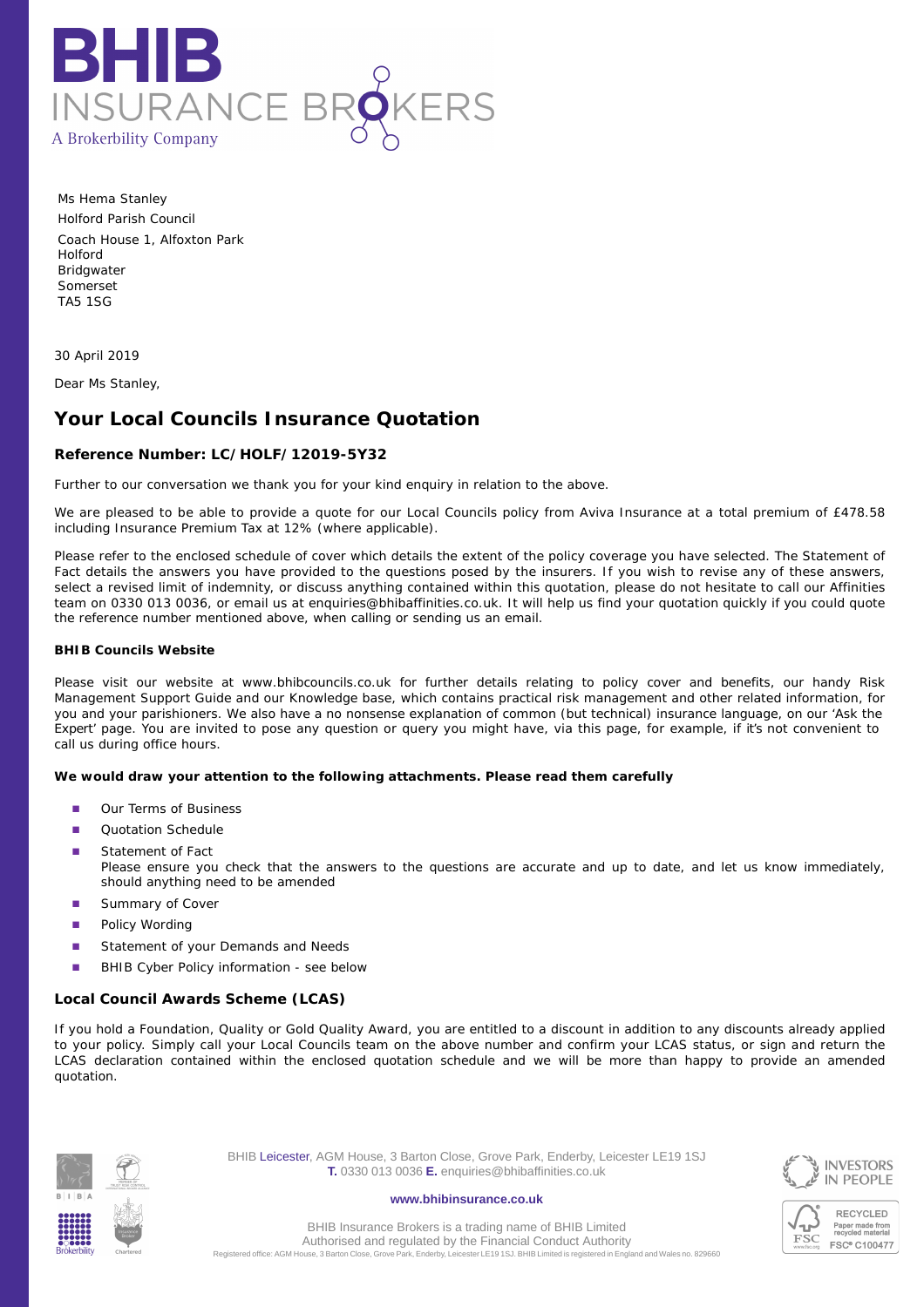Ms Hema Stanley
Holford Parish Council
Coach House 1, Alfoxton Park
Holford
Bridgwater
Somerset
TA5 1SG

30 April 2019

Dear Ms Stanley,

# Your Local Councils Insurance Quotation

**Reference Number: LC/HOLF/12019-5Y32**

Further to our conversation we thank you for your kind enquiry in relation to the above.

We are pleased to be able to provide a quote for our Local Councils policy from Aviva Insurance at a total premium of £478.58 including Insurance Premium Tax at 12% (where applicable).

Please refer to the enclosed schedule of cover which details the extent of the policy coverage you have selected. The Statement of Fact details the answers you have provided to the questions posed by the insurers. If you wish to revise any of these answers, select a revised limit of indemnity, or discuss anything contained within this quotation, please do not hesitate to call our Affinities team on 0330 013 0036, or email us at enquiries@bhibaffinities.co.uk. It will help us find your quotation quickly if you could quote the reference number mentioned above, when calling or sending us an email.

**BHIB Councils Website**

Please visit our website at www.bhibcouncils.co.uk for further details relating to policy cover and benefits, our handy Risk Management Support Guide and our Knowledge base, which contains practical risk management and other related information, for you and your parishioners. We also have a no nonsense explanation of common (but technical) insurance language, on our 'Ask the Expert' page. You are invited to pose any question or query you might have, via this page, for example, if it's not convenient to call us during office hours.

**We would draw your attention to the following attachments. Please read them carefully**

- Our Terms of Business
- Quotation Schedule
- Statement of Fact
  Please ensure you check that the answers to the questions are accurate and up to date, and let us know immediately, should anything need to be amended
- Summary of Cover
- Policy Wording
- Statement of your Demands and Needs
- BHIB Cyber Policy information - see below

## Local Council Awards Scheme (LCAS)

If you hold a Foundation, Quality or Gold Quality Award, you are entitled to a discount in addition to any discounts already applied to your policy. Simply call your Local Councils team on the above number and confirm your LCAS status, or sign and return the LCAS declaration contained within the enclosed quotation schedule and we will be more than happy to provide an amended quotation.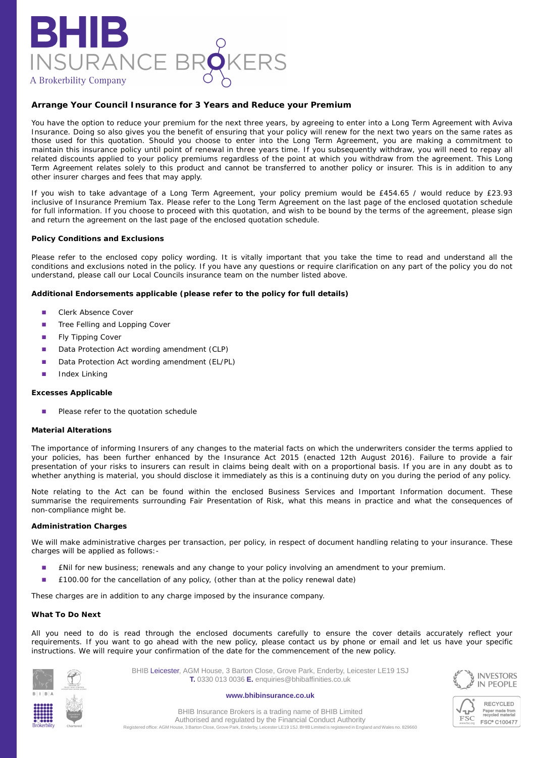BHIB INSURANCE BROKERS
A Brokerbility Company

## Arrange Your Council Insurance for 3 Years and Reduce your Premium

You have the option to reduce your premium for the next three years, by agreeing to enter into a Long Term Agreement with Aviva Insurance. Doing so also gives you the benefit of ensuring that your policy will renew for the next two years on the same rates as those used for this quotation. Should you choose to enter into the Long Term Agreement, you are making a commitment to maintain this insurance policy until point of renewal in three years time. If you subsequently withdraw, you will need to repay all related discounts applied to your policy premiums regardless of the point at which you withdraw from the agreement. This Long Term Agreement relates solely to this product and cannot be transferred to another policy or insurer. This is in addition to any other insurer charges and fees that may apply.

If you wish to take advantage of a Long Term Agreement, your policy premium would be £454.65 / would reduce by £23.93 inclusive of Insurance Premium Tax. Please refer to the Long Term Agreement on the last page of the enclosed quotation schedule for full information. If you choose to proceed with this quotation, and wish to be bound by the terms of the agreement, please sign and return the agreement on the last page of the enclosed quotation schedule.

### Policy Conditions and Exclusions

Please refer to the enclosed copy policy wording. It is vitally important that you take the time to read and understand all the conditions and exclusions noted in the policy. If you have any questions or require clarification on any part of the policy you do not understand, please call our Local Councils insurance team on the number listed above.

### Additional Endorsements applicable (please refer to the policy for full details)

- Clerk Absence Cover
- Tree Felling and Lopping Cover
- Fly Tipping Cover
- Data Protection Act wording amendment (CLP)
- Data Protection Act wording amendment (EL/PL)
- Index Linking

### Excesses Applicable

- Please refer to the quotation schedule

### Material Alterations

The importance of informing Insurers of any changes to the material facts on which the underwriters consider the terms applied to your policies, has been further enhanced by the Insurance Act 2015 (enacted 12th August 2016). Failure to provide a fair presentation of your risks to insurers can result in claims being dealt with on a proportional basis. If you are in any doubt as to whether anything is material, you should disclose it immediately as this is a continuing duty on you during the period of any policy.

Note relating to the Act can be found within the enclosed Business Services and Important Information document. These summarise the requirements surrounding Fair Presentation of Risk, what this means in practice and what the consequences of non-compliance might be.

### Administration Charges

We will make administrative charges per transaction, per policy, in respect of document handling relating to your insurance. These charges will be applied as follows:-

- £Nil for new business; renewals and any change to your policy involving an amendment to your premium.
- £100.00 for the cancellation of any policy, (other than at the policy renewal date)

These charges are in addition to any charge imposed by the insurance company.

### What To Do Next

All you need to do is read through the enclosed documents carefully to ensure the cover details accurately reflect your requirements. If you want to go ahead with the new policy, please contact us by phone or email and let us have your specific instructions. We will require your confirmation of the date for the commencement of the new policy.

BHIB Leicester, AGM House, 3 Barton Close, Grove Park, Enderby, Leicester LE19 1SJ
**T.** 0330 013 0036 **E.** enquiries@bhibaffinities.co.uk

**www.bhibinsurance.co.uk**

BHIB Insurance Brokers is a trading name of BHIB Limited
Authorised and regulated by the Financial Conduct Authority
Registered office: AGM House, 3 Barton Close, Grove Park, Enderby, Leicester LE19 1SJ. BHIB Limited is registered in England and Wales no. 829660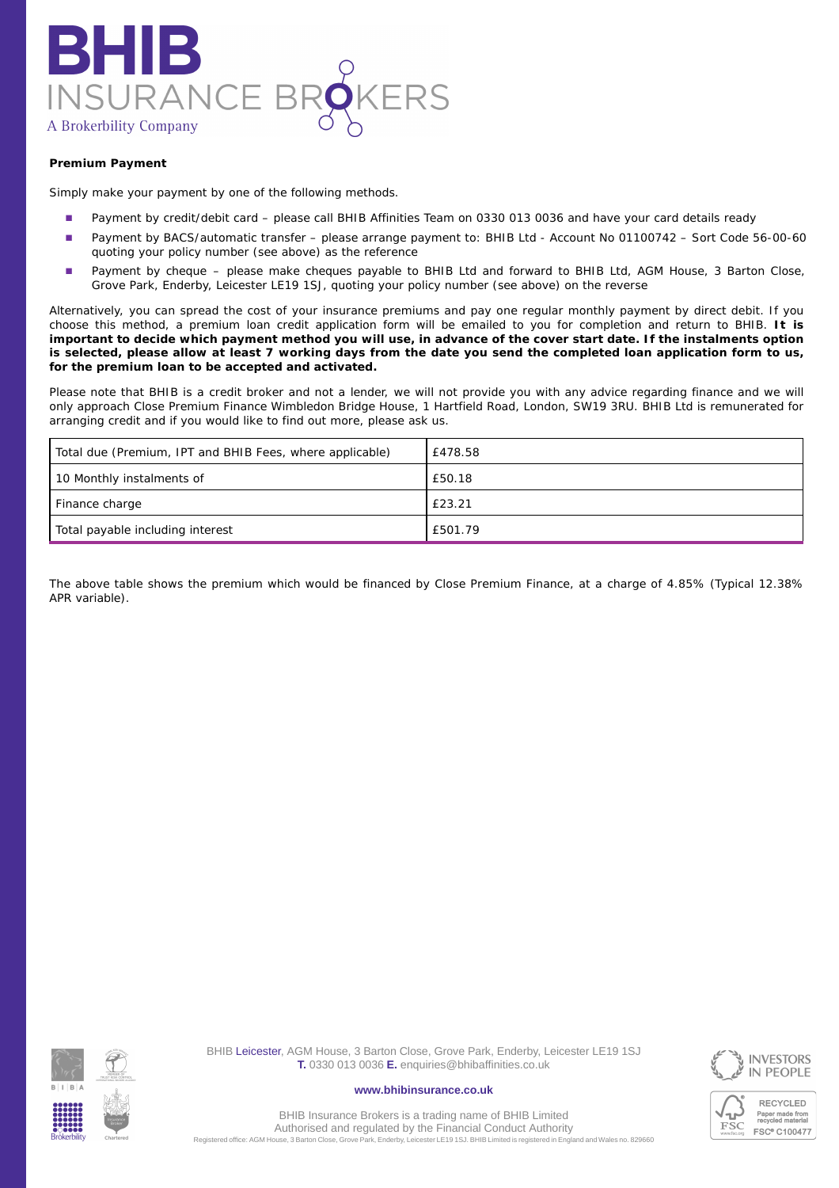**Premium Payment**

Simply make your payment by one of the following methods.

- Payment by credit/debit card – please call BHIB Affinities Team on 0330 013 0036 and have your card details ready
- Payment by BACS/automatic transfer – please arrange payment to: BHIB Ltd - Account No 01100742 – Sort Code 56-00-60 quoting your policy number (see above) as the reference
- Payment by cheque – please make cheques payable to BHIB Ltd and forward to BHIB Ltd, AGM House, 3 Barton Close, Grove Park, Enderby, Leicester LE19 1SJ, quoting your policy number (see above) on the reverse

Alternatively, you can spread the cost of your insurance premiums and pay one regular monthly payment by direct debit. If you choose this method, a premium loan credit application form will be emailed to you for completion and return to BHIB. **It is important to decide which payment method you will use, in advance of the cover start date. If the instalments option is selected, please allow at least 7 working days from the date you send the completed loan application form to us, for the premium loan to be accepted and activated.**

Please note that BHIB is a credit broker and not a lender, we will not provide you with any advice regarding finance and we will only approach Close Premium Finance Wimbledon Bridge House, 1 Hartfield Road, London, SW19 3RU. BHIB Ltd is remunerated for arranging credit and if you would like to find out more, please ask us.

| | |
|---|---|
| Total due (Premium, IPT and BHIB Fees, where applicable) | £478.58 |
| 10 Monthly instalments of | £50.18 |
| Finance charge | £23.21 |
| Total payable including interest | £501.79 |

The above table shows the premium which would be financed by Close Premium Finance, at a charge of 4.85% (Typical 12.38% APR variable).

BHIB Leicester, AGM House, 3 Barton Close, Grove Park, Enderby, Leicester LE19 1SJ
**T.** 0330 013 0036 **E.** enquiries@bhibaffinities.co.uk

**www.bhibinsurance.co.uk**

BHIB Insurance Brokers is a trading name of BHIB Limited
Authorised and regulated by the Financial Conduct Authority
Registered office: AGM House, 3 Barton Close, Grove Park, Enderby, Leicester LE19 1SJ. BHIB Limited is registered in England and Wales no. 829660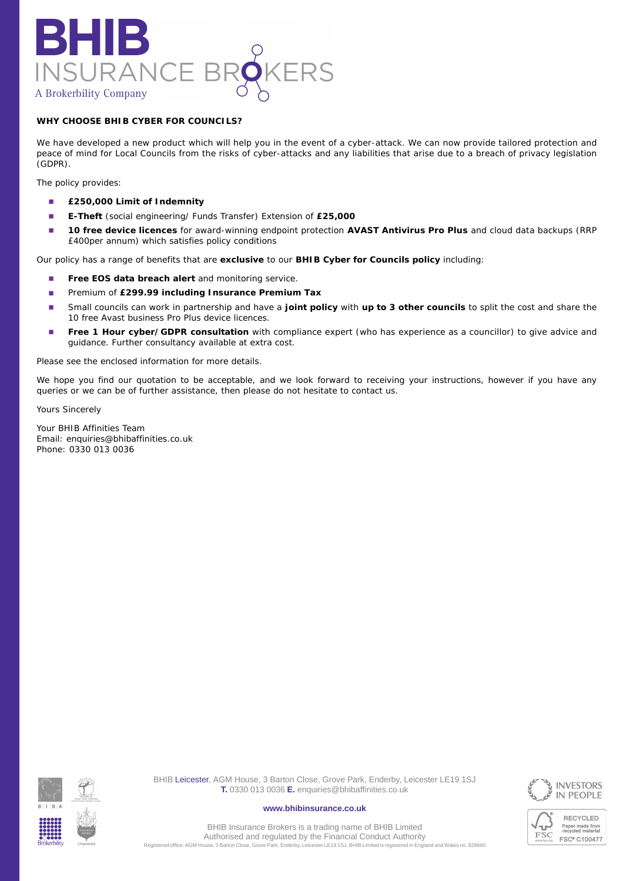**WHY CHOOSE BHIB CYBER FOR COUNCILS?**

We have developed a new product which will help you in the event of a cyber-attack. We can now provide tailored protection and peace of mind for Local Councils from the risks of cyber-attacks and any liabilities that arise due to a breach of privacy legislation (GDPR).

The policy provides:

- **£250,000 Limit of Indemnity**
- **E-Theft** (social engineering/ Funds Transfer) Extension of **£25,000**
- **10 free device licences** for award-winning endpoint protection **AVAST Antivirus Pro Plus** and cloud data backups (RRP £400per annum) which satisfies policy conditions

Our policy has a range of benefits that are **exclusive** to our **BHIB Cyber for Councils policy** including:

- **Free EOS data breach alert** and monitoring service.
- Premium of **£299.99 including Insurance Premium Tax**
- Small councils can work in partnership and have a **joint policy** with **up to 3 other councils** to split the cost and share the 10 free Avast business Pro Plus device licences.
- **Free 1 Hour cyber/GDPR consultation** with compliance expert (who has experience as a councillor) to give advice and guidance. Further consultancy available at extra cost.

Please see the enclosed information for more details.

We hope you find our quotation to be acceptable, and we look forward to receiving your instructions, however if you have any queries or we can be of further assistance, then please do not hesitate to contact us.

Yours Sincerely

Your BHIB Affinities Team
Email: enquiries@bhibaffinities.co.uk
Phone: 0330 013 0036

BHIB Leicester, AGM House, 3 Barton Close, Grove Park, Enderby, Leicester LE19 1SJ
**T.** 0330 013 0036 **E.** enquiries@bhibaffinities.co.uk

**www.bhibinsurance.co.uk**

BHIB Insurance Brokers is a trading name of BHIB Limited
Authorised and regulated by the Financial Conduct Authority
Registered office: AGM House, 3 Barton Close, Grove Park, Enderby, Leicester LE19 1SJ. BHIB Limited is registered in England and Wales no. 829660